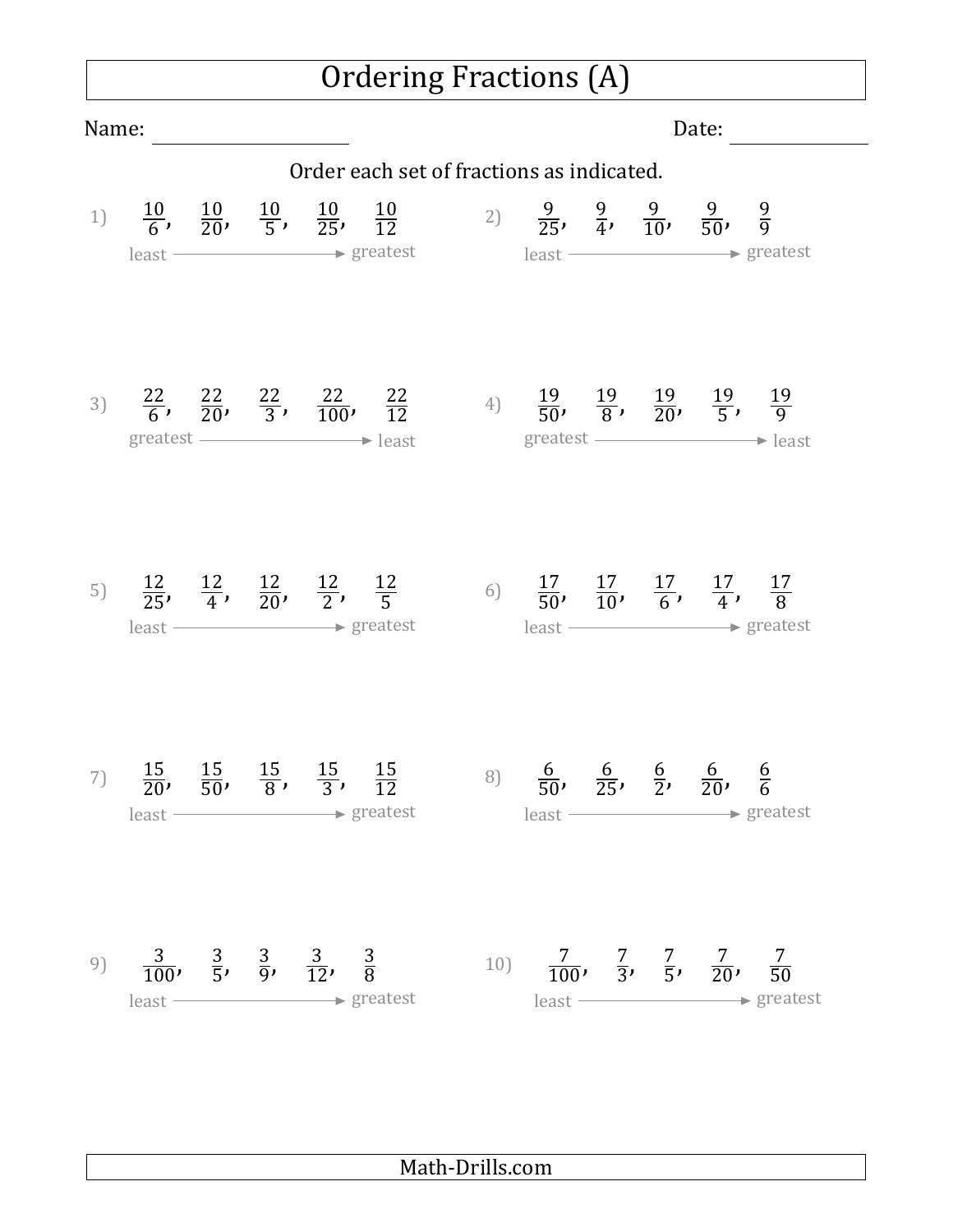# Ordering Fractions (A)

Name: ____________________ Date: ______________

Order each set of fractions as indicated.

1) $\frac{10}{6}$, $\frac{10}{20}$, $\frac{10}{5}$, $\frac{10}{25}$, $\frac{10}{12}$

least → greatest

2) $\frac{9}{25}$, $\frac{9}{4}$, $\frac{9}{10}$, $\frac{9}{50}$, $\frac{9}{9}$

least → greatest

3) $\frac{22}{6}$, $\frac{22}{20}$, $\frac{22}{3}$, $\frac{22}{100}$, $\frac{22}{12}$

greatest → least

4) $\frac{19}{50}$, $\frac{19}{8}$, $\frac{19}{20}$, $\frac{19}{5}$, $\frac{19}{9}$

greatest → least

5) $\frac{12}{25}$, $\frac{12}{4}$, $\frac{12}{20}$, $\frac{12}{2}$, $\frac{12}{5}$

least → greatest

6) $\frac{17}{50}$, $\frac{17}{10}$, $\frac{17}{6}$, $\frac{17}{4}$, $\frac{17}{8}$

least → greatest

7) $\frac{15}{20}$, $\frac{15}{50}$, $\frac{15}{8}$, $\frac{15}{3}$, $\frac{15}{12}$

least → greatest

8) $\frac{6}{50}$, $\frac{6}{25}$, $\frac{6}{2}$, $\frac{6}{20}$, $\frac{6}{6}$

least → greatest

9) $\frac{3}{100}$, $\frac{3}{5}$, $\frac{3}{9}$, $\frac{3}{12}$, $\frac{3}{8}$

least → greatest

10) $\frac{7}{100}$, $\frac{7}{3}$, $\frac{7}{5}$, $\frac{7}{20}$, $\frac{7}{50}$

least → greatest

Math-Drills.com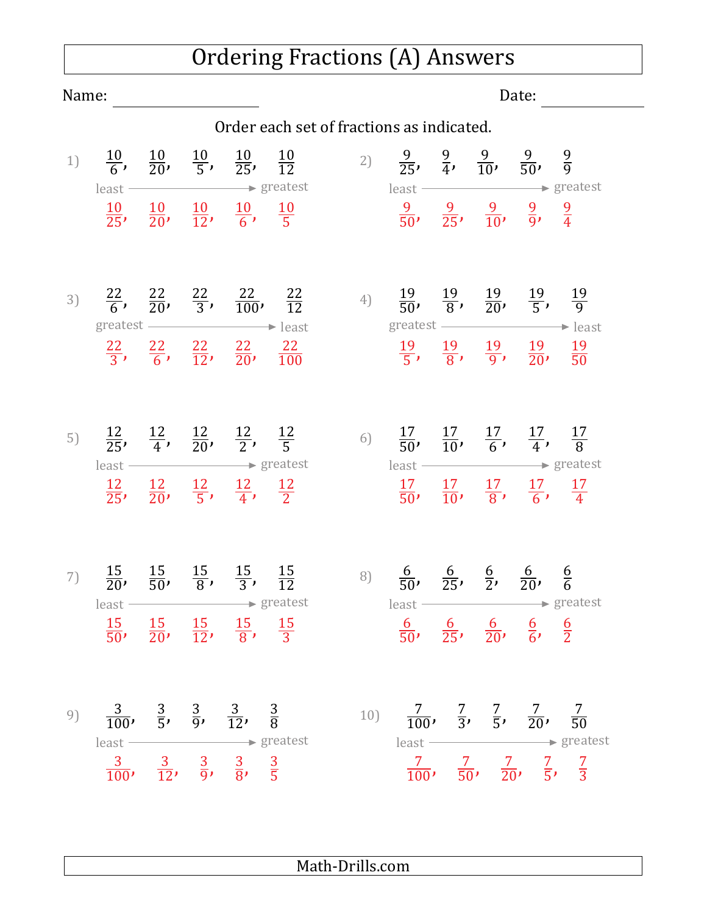# Ordering Fractions (A) Answers

Name: ____________________ Date: ____________

Order each set of fractions as indicated.

1) $\frac{10}{6}, \frac{10}{20}, \frac{10}{5}, \frac{10}{25}, \frac{10}{12}$

least → greatest

$\frac{10}{25}, \frac{10}{20}, \frac{10}{12}, \frac{10}{6}, \frac{10}{5}$

2) $\frac{9}{25}, \frac{9}{4}, \frac{9}{10}, \frac{9}{50}, \frac{9}{9}$

least → greatest

$\frac{9}{50}, \frac{9}{25}, \frac{9}{10}, \frac{9}{9}, \frac{9}{4}$

3) $\frac{22}{6}, \frac{22}{20}, \frac{22}{3}, \frac{22}{100}, \frac{22}{12}$

greatest → least

$\frac{22}{3}, \frac{22}{6}, \frac{22}{12}, \frac{22}{20}, \frac{22}{100}$

4) $\frac{19}{50}, \frac{19}{8}, \frac{19}{20}, \frac{19}{5}, \frac{19}{9}$

greatest → least

$\frac{19}{5}, \frac{19}{8}, \frac{19}{9}, \frac{19}{20}, \frac{19}{50}$

5) $\frac{12}{25}, \frac{12}{4}, \frac{12}{20}, \frac{12}{2}, \frac{12}{5}$

least → greatest

$\frac{12}{25}, \frac{12}{20}, \frac{12}{5}, \frac{12}{4}, \frac{12}{2}$

6) $\frac{17}{50}, \frac{17}{10}, \frac{17}{6}, \frac{17}{4}, \frac{17}{8}$

least → greatest

$\frac{17}{50}, \frac{17}{10}, \frac{17}{8}, \frac{17}{6}, \frac{17}{4}$

7) $\frac{15}{20}, \frac{15}{50}, \frac{15}{8}, \frac{15}{3}, \frac{15}{12}$

least → greatest

$\frac{15}{50}, \frac{15}{20}, \frac{15}{12}, \frac{15}{8}, \frac{15}{3}$

8) $\frac{6}{50}, \frac{6}{25}, \frac{6}{2}, \frac{6}{20}, \frac{6}{6}$

least → greatest

$\frac{6}{50}, \frac{6}{25}, \frac{6}{20}, \frac{6}{6}, \frac{6}{2}$

9) $\frac{3}{100}, \frac{3}{5}, \frac{3}{9}, \frac{3}{12}, \frac{3}{8}$

least → greatest

$\frac{3}{100}, \frac{3}{12}, \frac{3}{9}, \frac{3}{8}, \frac{3}{5}$

10) $\frac{7}{100}, \frac{7}{3}, \frac{7}{5}, \frac{7}{20}, \frac{7}{50}$

least → greatest

$\frac{7}{100}, \frac{7}{50}, \frac{7}{20}, \frac{7}{5}, \frac{7}{3}$

Math-Drills.com